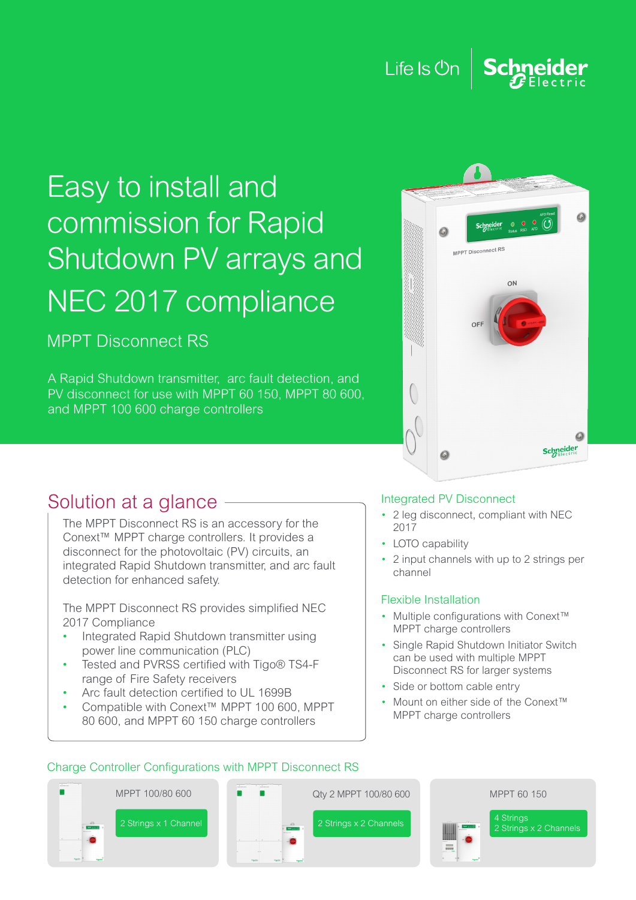Life Is On | Schneider Electric

# Easy to install and commission for Rapid Shutdown PV arrays and NEC 2017 compliance

## MPPT Disconnect RS

A Rapid Shutdown transmitter, arc fault detection, and PV disconnect for use with MPPT 60 150, MPPT 80 600, and MPPT 100 600 charge controllers

## Solution at a glance

The MPPT Disconnect RS is an accessory for the Conext™ MPPT charge controllers. It provides a disconnect for the photovoltaic (PV) circuits, an integrated Rapid Shutdown transmitter, and arc fault detection for enhanced safety.

The MPPT Disconnect RS provides simplified NEC 2017 Compliance

- Integrated Rapid Shutdown transmitter using power line communication (PLC)
- Tested and PVRSS certified with Tigo® TS4-F range of Fire Safety receivers
- Arc fault detection certified to UL 1699B
- Compatible with Conext™ MPPT 100 600, MPPT 80 600, and MPPT 60 150 charge controllers

### Integrated PV Disconnect

- 2 leg disconnect, compliant with NEC 2017
- LOTO capability
- 2 input channels with up to 2 strings per channel

### Flexible Installation

- Multiple configurations with Conext™ MPPT charge controllers
- Single Rapid Shutdown Initiator Switch can be used with multiple MPPT Disconnect RS for larger systems
- Side or bottom cable entry
- Mount on either side of the Conext™ MPPT charge controllers

### Charge Controller Configurations with MPPT Disconnect RS

| Configuration | Strings |
| --- | --- |
| MPPT 100/80 600 | 2 Strings x 1 Channel |
| Qty 2 MPPT 100/80 600 | 2 Strings x 2 Channels |
| MPPT 60 150 | 4 Strings<br>2 Strings x 2 Channels |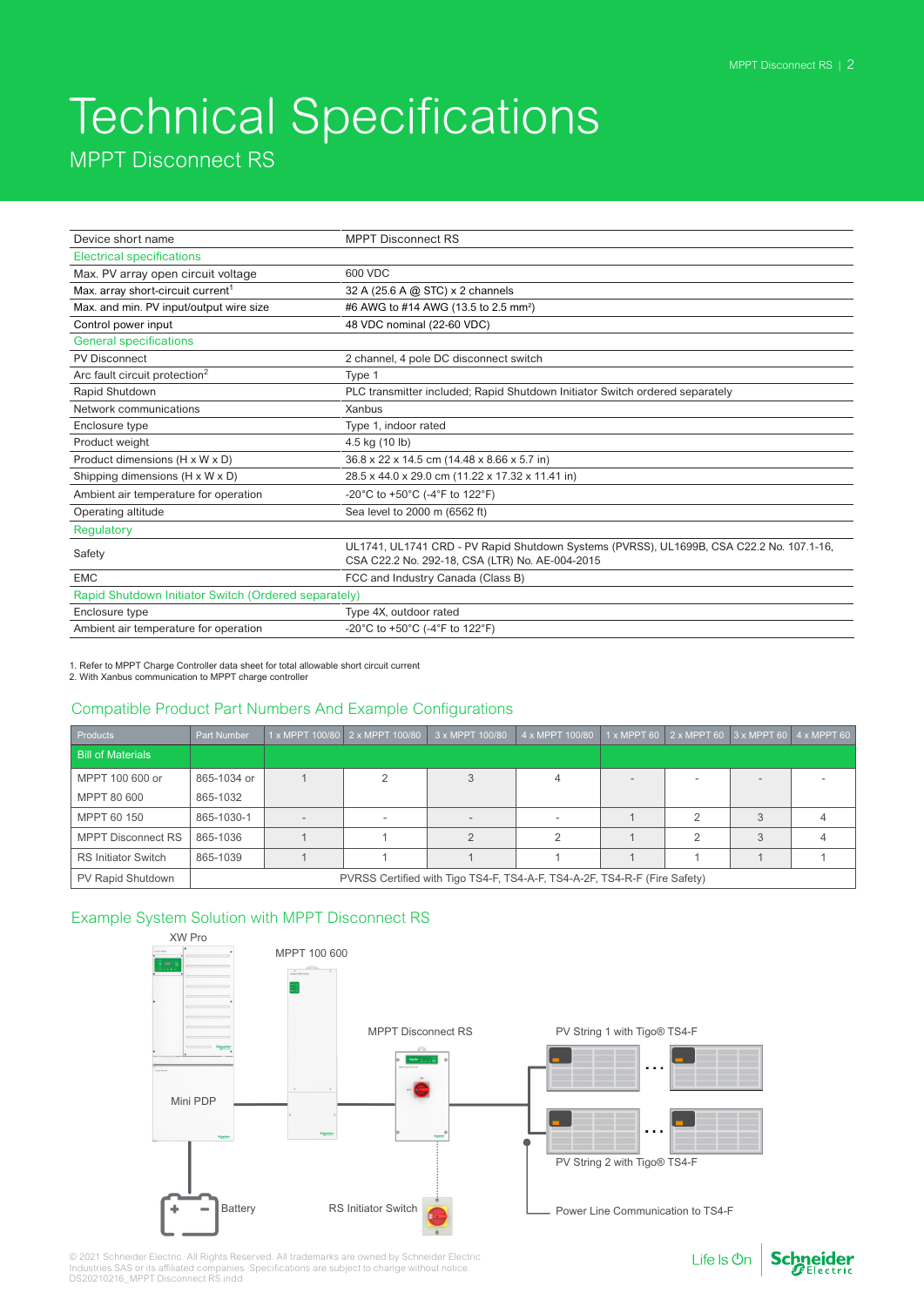# Technical Specifications

## MPPT Disconnect RS

| | |
|---|---|
| Device short name | MPPT Disconnect RS |
| **Electrical specifications** | |
| Max. PV array open circuit voltage | 600 VDC |
| Max. array short-circuit current[1] | 32 A (25.6 A @ STC) x 2 channels |
| Max. and min. PV input/output wire size | #6 AWG to #14 AWG (13.5 to 2.5 mm²) |
| Control power input | 48 VDC nominal (22-60 VDC) |
| **General specifications** | |
| PV Disconnect | 2 channel, 4 pole DC disconnect switch |
| Arc fault circuit protection[2] | Type 1 |
| Rapid Shutdown | PLC transmitter included; Rapid Shutdown Initiator Switch ordered separately |
| Network communications | Xanbus |
| Enclosure type | Type 1, indoor rated |
| Product weight | 4.5 kg (10 lb) |
| Product dimensions (H x W x D) | 36.8 x 22 x 14.5 cm (14.48 x 8.66 x 5.7 in) |
| Shipping dimensions (H x W x D) | 28.5 x 44.0 x 29.0 cm (11.22 x 17.32 x 11.41 in) |
| Ambient air temperature for operation | -20°C to +50°C (-4°F to 122°F) |
| Operating altitude | Sea level to 2000 m (6562 ft) |
| **Regulatory** | |
| Safety | UL1741, UL1741 CRD - PV Rapid Shutdown Systems (PVRSS), UL1699B, CSA C22.2 No. 107.1-16, CSA C22.2 No. 292-18, CSA (LTR) No. AE-004-2015 |
| EMC | FCC and Industry Canada (Class B) |
| **Rapid Shutdown Initiator Switch (Ordered separately)** | |
| Enclosure type | Type 4X, outdoor rated |
| Ambient air temperature for operation | -20°C to +50°C (-4°F to 122°F) |

1. Refer to MPPT Charge Controller data sheet for total allowable short circuit current
2. With Xanbus communication to MPPT charge controller

## Compatible Product Part Numbers And Example Configurations

| Products | Part Number | 1 x MPPT 100/80 | 2 x MPPT 100/80 | 3 x MPPT 100/80 | 4 x MPPT 100/80 | 1 x MPPT 60 | 2 x MPPT 60 | 3 x MPPT 60 | 4 x MPPT 60 |
|---|---|---|---|---|---|---|---|---|---|
| **Bill of Materials** | | | | | | | | | |
| MPPT 100 600 or MPPT 80 600 | 865-1034 or 865-1032 | 1 | 2 | 3 | 4 | - | - | - | - |
| MPPT 60 150 | 865-1030-1 | - | - | - | - | 1 | 2 | 3 | 4 |
| MPPT Disconnect RS | 865-1036 | 1 | 1 | 2 | 2 | 1 | 2 | 3 | 4 |
| RS Initiator Switch | 865-1039 | 1 | 1 | 1 | 1 | 1 | 1 | 1 | 1 |
| PV Rapid Shutdown | PVRSS Certified with Tigo TS4-F, TS4-A-F, TS4-A-2F, TS4-R-F (Fire Safety) | | | | | | | | |

## Example System Solution with MPPT Disconnect RS

XW Pro

MPPT 100 600

MPPT Disconnect RS

PV String 1 with Tigo® TS4-F

Mini PDP

PV String 2 with Tigo® TS4-F

Battery

RS Initiator Switch

Power Line Communication to TS4-F

© 2021 Schneider Electric. All Rights Reserved. All trademarks are owned by Schneider Electric Industries SAS or its affiliated companies. Specifications are subject to change without notice.
DS20210216_MPPT Disconnect RS.indd

Life Is On Schneider Electric